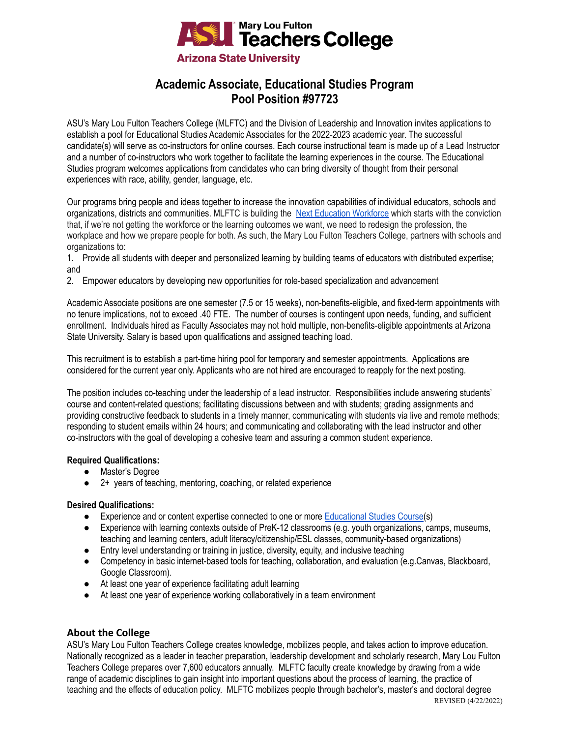Mary Lou Fulton Teachers College

Arizona State University

# Academic Associate, Educational Studies Program
# Pool Position #97723

ASU's Mary Lou Fulton Teachers College (MLFTC) and the Division of Leadership and Innovation invites applications to establish a pool for Educational Studies Academic Associates for the 2022-2023 academic year. The successful candidate(s) will serve as co-instructors for online courses. Each course instructional team is made up of a Lead Instructor and a number of co-instructors who work together to facilitate the learning experiences in the course. The Educational Studies program welcomes applications from candidates who can bring diversity of thought from their personal experiences with race, ability, gender, language, etc.

Our programs bring people and ideas together to increase the innovation capabilities of individual educators, schools and organizations, districts and communities. MLFTC is building the [Next Education Workforce](#) which starts with the conviction that, if we're not getting the workforce or the learning outcomes we want, we need to redesign the profession, the workplace and how we prepare people for both. As such, the Mary Lou Fulton Teachers College, partners with schools and organizations to:

1. Provide all students with deeper and personalized learning by building teams of educators with distributed expertise; and
2. Empower educators by developing new opportunities for role-based specialization and advancement

Academic Associate positions are one semester (7.5 or 15 weeks), non-benefits-eligible, and fixed-term appointments with no tenure implications, not to exceed .40 FTE. The number of courses is contingent upon needs, funding, and sufficient enrollment. Individuals hired as Faculty Associates may not hold multiple, non-benefits-eligible appointments at Arizona State University. Salary is based upon qualifications and assigned teaching load.

This recruitment is to establish a part-time hiring pool for temporary and semester appointments. Applications are considered for the current year only. Applicants who are not hired are encouraged to reapply for the next posting.

The position includes co-teaching under the leadership of a lead instructor. Responsibilities include answering students' course and content-related questions; facilitating discussions between and with students; grading assignments and providing constructive feedback to students in a timely manner, communicating with students via live and remote methods; responding to student emails within 24 hours; and communicating and collaborating with the lead instructor and other co-instructors with the goal of developing a cohesive team and assuring a common student experience.

**Required Qualifications:**

- Master's Degree
- 2+ years of teaching, mentoring, coaching, or related experience

**Desired Qualifications:**

- Experience and or content expertise connected to one or more [Educational Studies Course](#)(s)
- Experience with learning contexts outside of PreK-12 classrooms (e.g. youth organizations, camps, museums, teaching and learning centers, adult literacy/citizenship/ESL classes, community-based organizations)
- Entry level understanding or training in justice, diversity, equity, and inclusive teaching
- Competency in basic internet-based tools for teaching, collaboration, and evaluation (e.g.Canvas, Blackboard, Google Classroom).
- At least one year of experience facilitating adult learning
- At least one year of experience working collaboratively in a team environment

## About the College

ASU's Mary Lou Fulton Teachers College creates knowledge, mobilizes people, and takes action to improve education. Nationally recognized as a leader in teacher preparation, leadership development and scholarly research, Mary Lou Fulton Teachers College prepares over 7,600 educators annually. MLFTC faculty create knowledge by drawing from a wide range of academic disciplines to gain insight into important questions about the process of learning, the practice of teaching and the effects of education policy. MLFTC mobilizes people through bachelor's, master's and doctoral degree

REVISED (4/22/2022)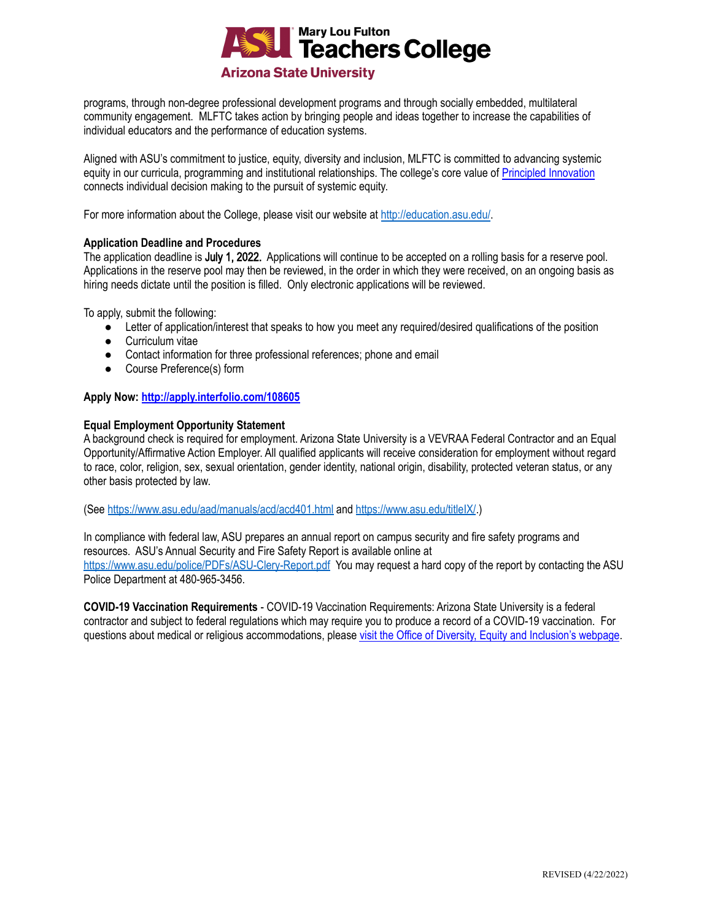programs, through non-degree professional development programs and through socially embedded, multilateral community engagement. MLFTC takes action by bringing people and ideas together to increase the capabilities of individual educators and the performance of education systems.

Aligned with ASU's commitment to justice, equity, diversity and inclusion, MLFTC is committed to advancing systemic equity in our curricula, programming and institutional relationships. The college's core value of [Principled Innovation](#) connects individual decision making to the pursuit of systemic equity.

For more information about the College, please visit our website at [http://education.asu.edu/](http://education.asu.edu/).

**Application Deadline and Procedures**
The application deadline is July 1, 2022. Applications will continue to be accepted on a rolling basis for a reserve pool. Applications in the reserve pool may then be reviewed, in the order in which they were received, on an ongoing basis as hiring needs dictate until the position is filled. Only electronic applications will be reviewed.

To apply, submit the following:

- Letter of application/interest that speaks to how you meet any required/desired qualifications of the position
- Curriculum vitae
- Contact information for three professional references; phone and email
- Course Preference(s) form

**Apply Now: [http://apply.interfolio.com/108605](http://apply.interfolio.com/108605)**

**Equal Employment Opportunity Statement**
A background check is required for employment. Arizona State University is a VEVRAA Federal Contractor and an Equal Opportunity/Affirmative Action Employer. All qualified applicants will receive consideration for employment without regard to race, color, religion, sex, sexual orientation, gender identity, national origin, disability, protected veteran status, or any other basis protected by law.

(See [https://www.asu.edu/aad/manuals/acd/acd401.html](https://www.asu.edu/aad/manuals/acd/acd401.html) and [https://www.asu.edu/titleIX/](https://www.asu.edu/titleIX/).)

In compliance with federal law, ASU prepares an annual report on campus security and fire safety programs and resources. ASU's Annual Security and Fire Safety Report is available online at [https://www.asu.edu/police/PDFs/ASU-Clery-Report.pdf](https://www.asu.edu/police/PDFs/ASU-Clery-Report.pdf) You may request a hard copy of the report by contacting the ASU Police Department at 480-965-3456.

**COVID-19 Vaccination Requirements** - COVID-19 Vaccination Requirements: Arizona State University is a federal contractor and subject to federal regulations which may require you to produce a record of a COVID-19 vaccination. For questions about medical or religious accommodations, please [visit the Office of Diversity, Equity and Inclusion's webpage](#).

REVISED (4/22/2022)